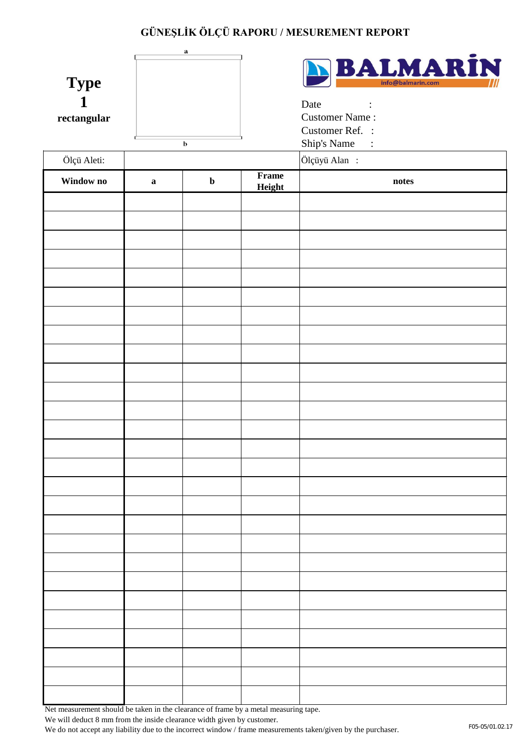# GÜNEŞLİK ÖLÇÜ RAPORU / MESUREMENT REPORT

**Type**
**1**
**rectangular**

a

b

BALMARİN
info@balmarin.com

Date :
Customer Name :
Customer Ref. :
Ship's Name :

| Ölçü Aleti: | | | | Ölçüyü Alan : |
|---|---|---|---|---|
| **Window no** | **a** | **b** | **Frame Height** | **notes** |
| | | | | |
| | | | | |
| | | | | |
| | | | | |
| | | | | |
| | | | | |
| | | | | |
| | | | | |
| | | | | |
| | | | | |
| | | | | |
| | | | | |
| | | | | |
| | | | | |
| | | | | |
| | | | | |
| | | | | |
| | | | | |
| | | | | |
| | | | | |
| | | | | |
| | | | | |
| | | | | |
| | | | | |
| | | | | |
| | | | | |
| | | | | |

Net measurement should be taken in the clearance of frame by a metal measuring tape.
We will deduct 8 mm from the inside clearance width given by customer.
We do not accept any liability due to the incorrect window / frame measurements taken/given by the purchaser.

F05-05/01.02.17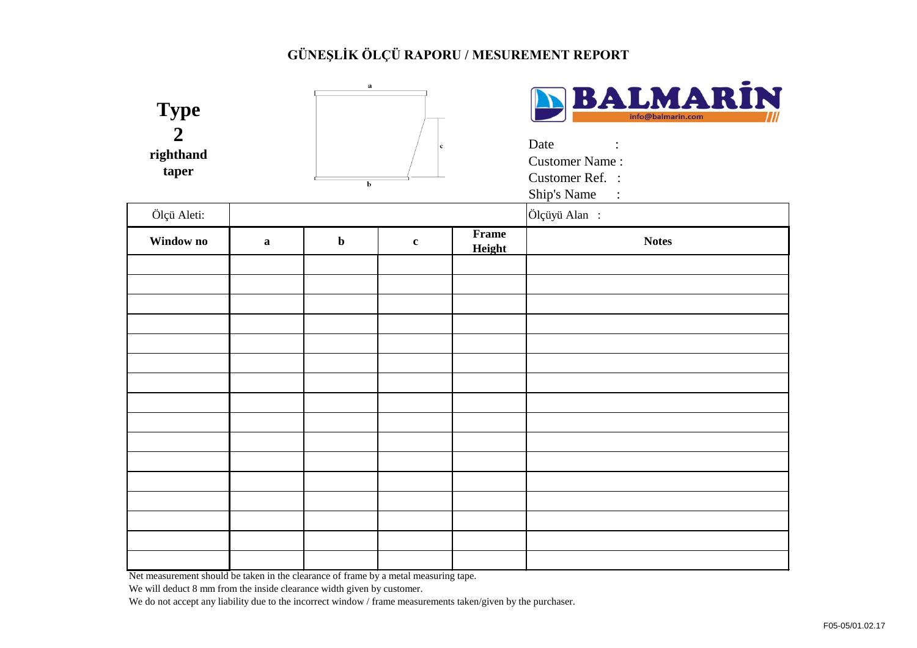# GÜNEŞLİK ÖLÇÜ RAPORU / MESUREMENT REPORT

**Type 2**
**righthand taper**

a

c

b

BALMARİN
info@balmarin.com

Date :
Customer Name :
Customer Ref. :
Ship's Name :

| Ölçü Aleti: | | | | | Ölçüyü Alan : |
|---|---|---|---|---|---|
| **Window no** | **a** | **b** | **c** | **Frame Height** | **Notes** |
| | | | | | |
| | | | | | |
| | | | | | |
| | | | | | |
| | | | | | |
| | | | | | |
| | | | | | |
| | | | | | |
| | | | | | |
| | | | | | |
| | | | | | |
| | | | | | |
| | | | | | |
| | | | | | |
| | | | | | |
| | | | | | |

Net measurement should be taken in the clearance of frame by a metal measuring tape.

We will deduct 8 mm from the inside clearance width given by customer.

We do not accept any liability due to the incorrect window / frame measurements taken/given by the purchaser.

F05-05/01.02.17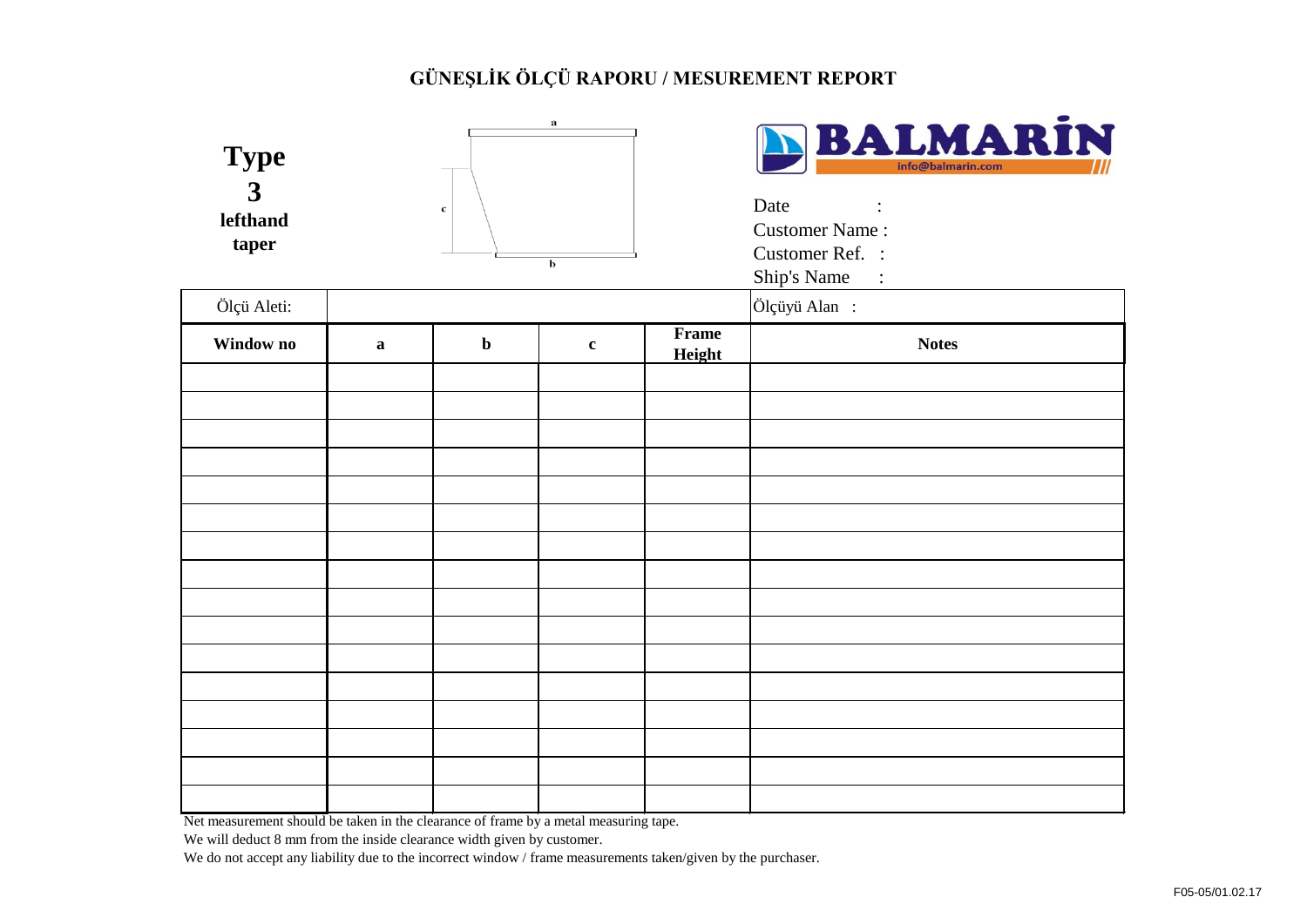# GÜNEŞLİK ÖLÇÜ RAPORU / MESUREMENT REPORT

**Type**
**3**
**lefthand**
**taper**

a

c

b

BALMARİN
info@balmarin.com

Date :
Customer Name :
Customer Ref. :
Ship's Name :

| Ölçü Aleti: | | | | | Ölçüyü Alan : |
|---|---|---|---|---|---|
| **Window no** | **a** | **b** | **c** | **Frame Height** | **Notes** |
| | | | | | |
| | | | | | |
| | | | | | |
| | | | | | |
| | | | | | |
| | | | | | |
| | | | | | |
| | | | | | |
| | | | | | |
| | | | | | |
| | | | | | |
| | | | | | |
| | | | | | |
| | | | | | |
| | | | | | |
| | | | | | |

Net measurement should be taken in the clearance of frame by a metal measuring tape.

We will deduct 8 mm from the inside clearance width given by customer.

We do not accept any liability due to the incorrect window / frame measurements taken/given by the purchaser.

F05-05/01.02.17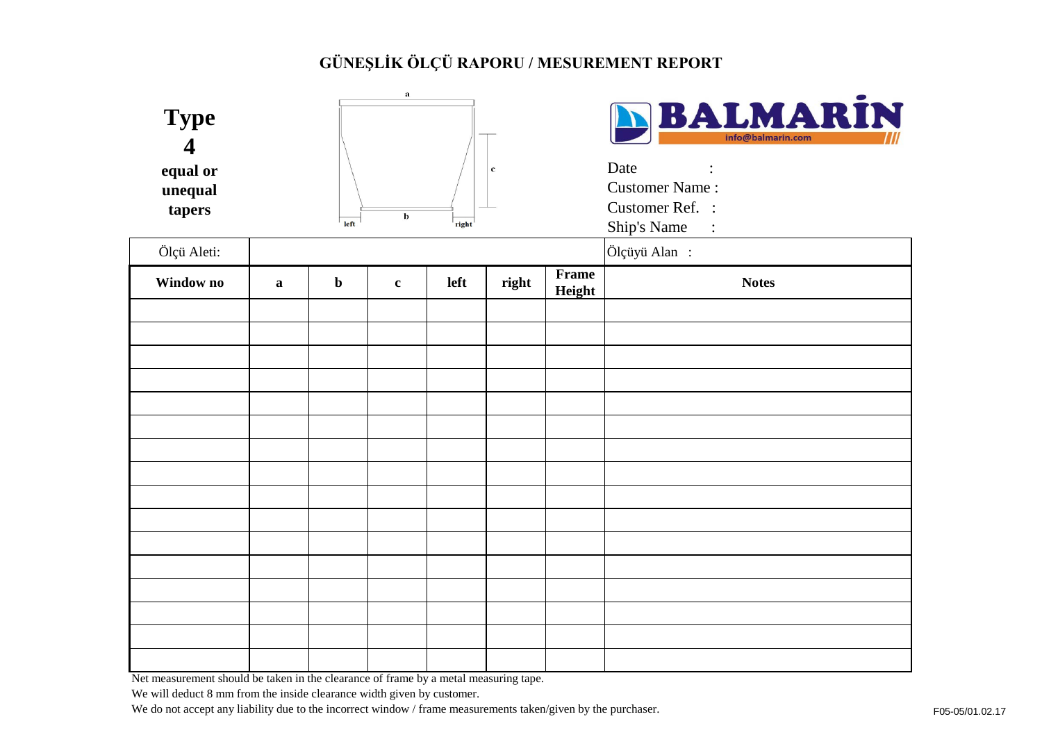# GÜNEŞLİK ÖLÇÜ RAPORU / MESUREMENT REPORT

**Type 4**
**equal or unequal tapers**

a
c
b
left
right

BALMARİN
info@balmarin.com

Date :
Customer Name :
Customer Ref. :
Ship's Name :

| Ölçü Aleti: | | | | | | | Ölçüyü Alan : |
|---|---|---|---|---|---|---|---|
| **Window no** | **a** | **b** | **c** | **left** | **right** | **Frame Height** | **Notes** |
| | | | | | | | |
| | | | | | | | |
| | | | | | | | |
| | | | | | | | |
| | | | | | | | |
| | | | | | | | |
| | | | | | | | |
| | | | | | | | |
| | | | | | | | |
| | | | | | | | |
| | | | | | | | |
| | | | | | | | |
| | | | | | | | |
| | | | | | | | |
| | | | | | | | |
| | | | | | | | |

Net measurement should be taken in the clearance of frame by a metal measuring tape.
We will deduct 8 mm from the inside clearance width given by customer.
We do not accept any liability due to the incorrect window / frame measurements taken/given by the purchaser.

F05-05/01.02.17